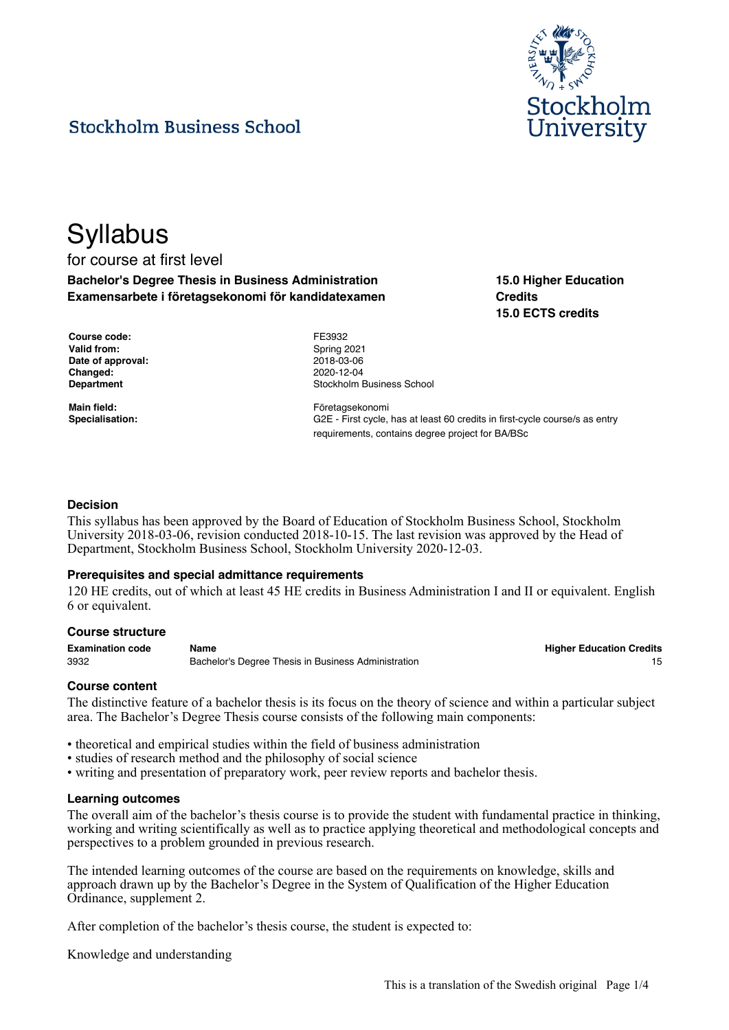Stockholm Business School

Stockholm University

# Syllabus

for course at first level

**Bachelor's Degree Thesis in Business Administration**
**Examensarbete i företagsekonomi för kandidatexamen**

**15.0 Higher Education Credits**
**15.0 ECTS credits**

| | |
|---|---|
| **Course code:** | FE3932 |
| **Valid from:** | Spring 2021 |
| **Date of approval:** | 2018-03-06 |
| **Changed:** | 2020-12-04 |
| **Department** | Stockholm Business School |
| **Main field:** | Företagsekonomi |
| **Specialisation:** | G2E - First cycle, has at least 60 credits in first-cycle course/s as entry requirements, contains degree project for BA/BSc |

### Decision

This syllabus has been approved by the Board of Education of Stockholm Business School, Stockholm University 2018-03-06, revision conducted 2018-10-15. The last revision was approved by the Head of Department, Stockholm Business School, Stockholm University 2020-12-03.

### Prerequisites and special admittance requirements

120 HE credits, out of which at least 45 HE credits in Business Administration I and II or equivalent. English 6 or equivalent.

### Course structure

| Examination code | Name | Higher Education Credits |
|---|---|---|
| 3932 | Bachelor's Degree Thesis in Business Administration | 15 |

### Course content

The distinctive feature of a bachelor thesis is its focus on the theory of science and within a particular subject area. The Bachelor's Degree Thesis course consists of the following main components:

- theoretical and empirical studies within the field of business administration
- studies of research method and the philosophy of social science
- writing and presentation of preparatory work, peer review reports and bachelor thesis.

### Learning outcomes

The overall aim of the bachelor's thesis course is to provide the student with fundamental practice in thinking, working and writing scientifically as well as to practice applying theoretical and methodological concepts and perspectives to a problem grounded in previous research.

The intended learning outcomes of the course are based on the requirements on knowledge, skills and approach drawn up by the Bachelor's Degree in the System of Qualification of the Higher Education Ordinance, supplement 2.

After completion of the bachelor's thesis course, the student is expected to:

Knowledge and understanding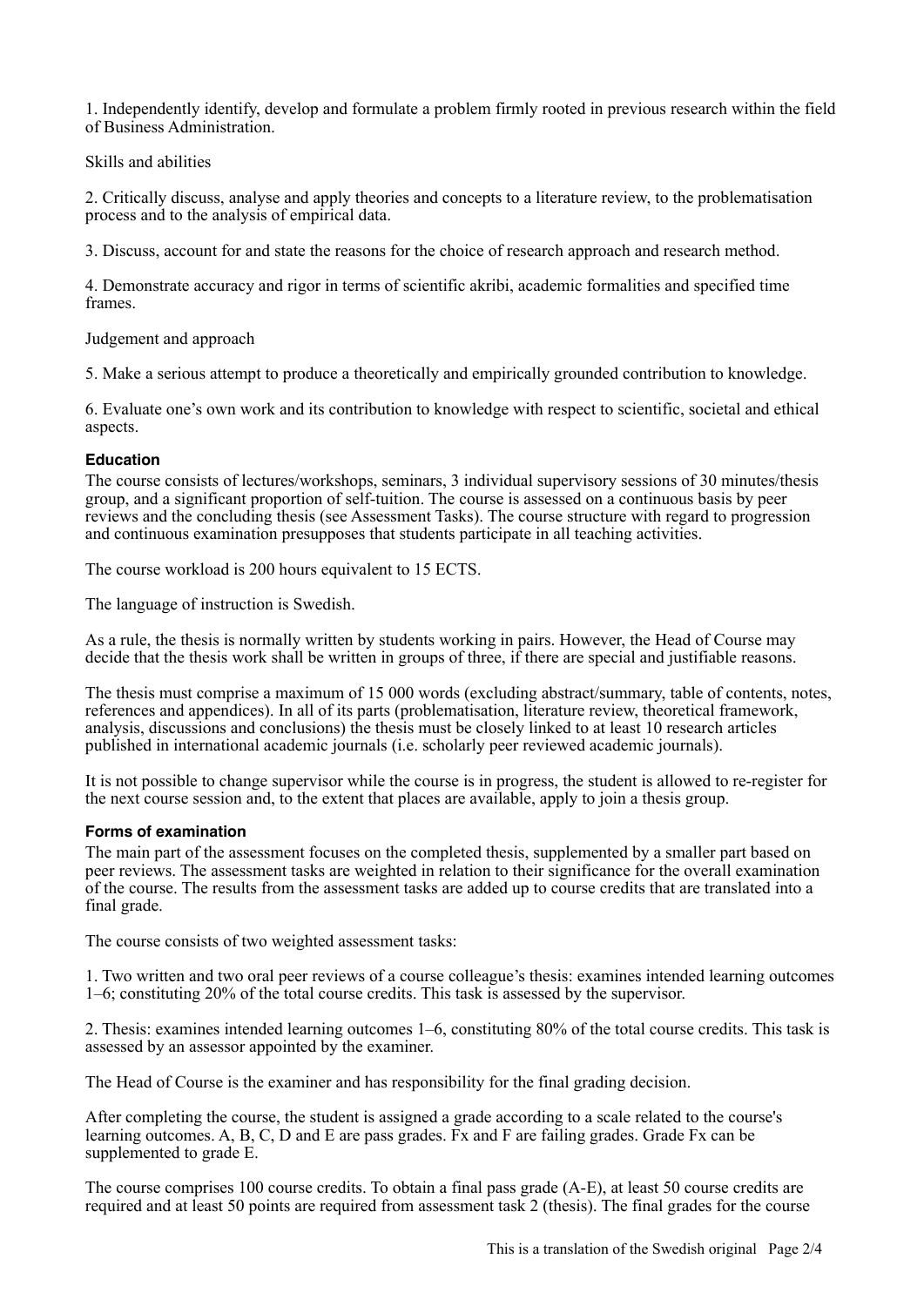1. Independently identify, develop and formulate a problem firmly rooted in previous research within the field of Business Administration.

Skills and abilities

2. Critically discuss, analyse and apply theories and concepts to a literature review, to the problematisation process and to the analysis of empirical data.

3. Discuss, account for and state the reasons for the choice of research approach and research method.

4. Demonstrate accuracy and rigor in terms of scientific akribi, academic formalities and specified time frames.

Judgement and approach

5. Make a serious attempt to produce a theoretically and empirically grounded contribution to knowledge.

6. Evaluate one's own work and its contribution to knowledge with respect to scientific, societal and ethical aspects.

### Education

The course consists of lectures/workshops, seminars, 3 individual supervisory sessions of 30 minutes/thesis group, and a significant proportion of self-tuition. The course is assessed on a continuous basis by peer reviews and the concluding thesis (see Assessment Tasks). The course structure with regard to progression and continuous examination presupposes that students participate in all teaching activities.

The course workload is 200 hours equivalent to 15 ECTS.

The language of instruction is Swedish.

As a rule, the thesis is normally written by students working in pairs. However, the Head of Course may decide that the thesis work shall be written in groups of three, if there are special and justifiable reasons.

The thesis must comprise a maximum of 15 000 words (excluding abstract/summary, table of contents, notes, references and appendices). In all of its parts (problematisation, literature review, theoretical framework, analysis, discussions and conclusions) the thesis must be closely linked to at least 10 research articles published in international academic journals (i.e. scholarly peer reviewed academic journals).

It is not possible to change supervisor while the course is in progress, the student is allowed to re-register for the next course session and, to the extent that places are available, apply to join a thesis group.

### Forms of examination

The main part of the assessment focuses on the completed thesis, supplemented by a smaller part based on peer reviews. The assessment tasks are weighted in relation to their significance for the overall examination of the course. The results from the assessment tasks are added up to course credits that are translated into a final grade.

The course consists of two weighted assessment tasks:

1. Two written and two oral peer reviews of a course colleague's thesis: examines intended learning outcomes 1–6; constituting 20% of the total course credits. This task is assessed by the supervisor.

2. Thesis: examines intended learning outcomes 1–6, constituting 80% of the total course credits. This task is assessed by an assessor appointed by the examiner.

The Head of Course is the examiner and has responsibility for the final grading decision.

After completing the course, the student is assigned a grade according to a scale related to the course's learning outcomes. A, B, C, D and E are pass grades. Fx and F are failing grades. Grade Fx can be supplemented to grade E.

The course comprises 100 course credits. To obtain a final pass grade (A-E), at least 50 course credits are required and at least 50 points are required from assessment task 2 (thesis). The final grades for the course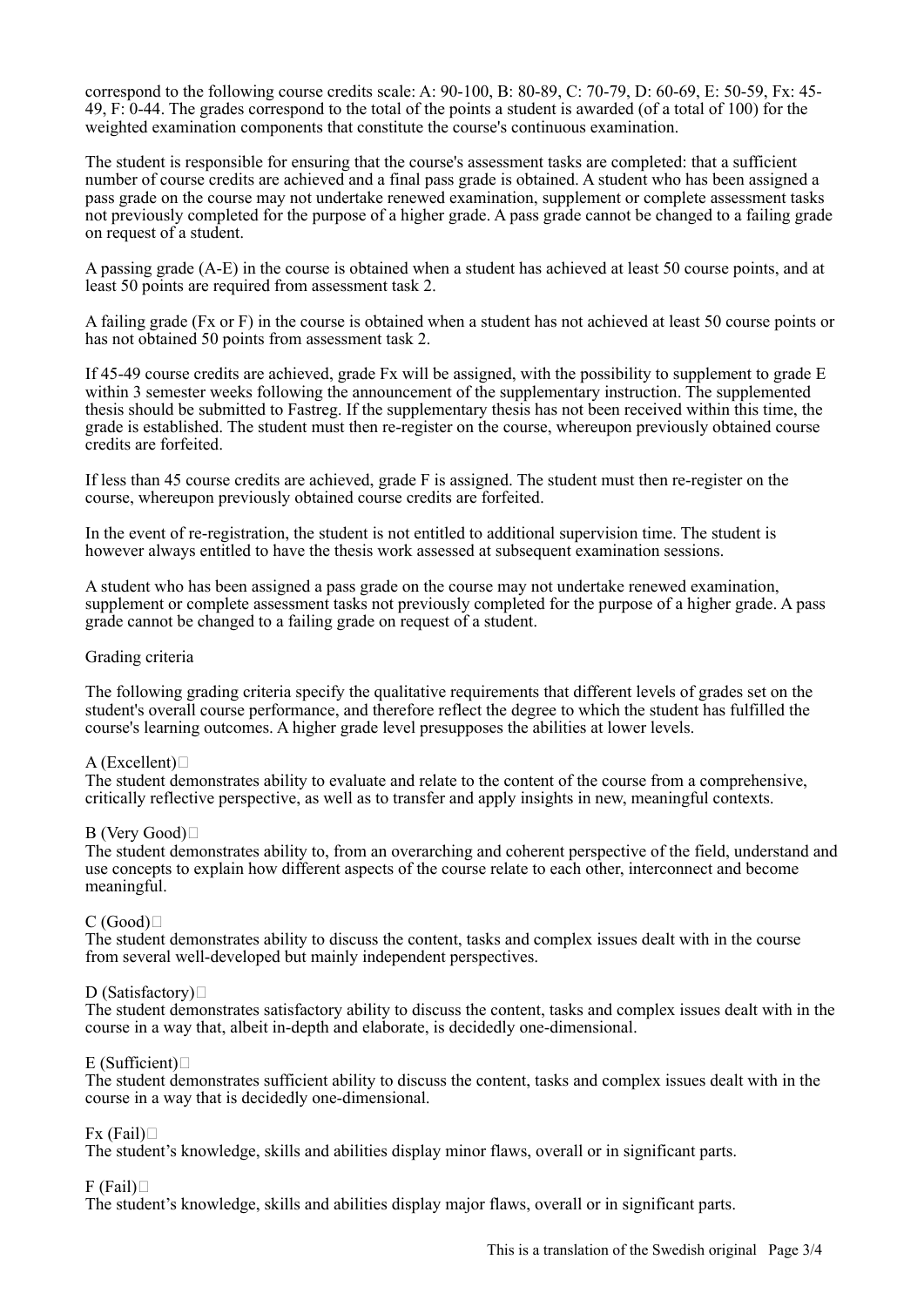correspond to the following course credits scale: A: 90-100, B: 80-89, C: 70-79, D: 60-69, E: 50-59, Fx: 45-49, F: 0-44. The grades correspond to the total of the points a student is awarded (of a total of 100) for the weighted examination components that constitute the course's continuous examination.

The student is responsible for ensuring that the course's assessment tasks are completed: that a sufficient number of course credits are achieved and a final pass grade is obtained. A student who has been assigned a pass grade on the course may not undertake renewed examination, supplement or complete assessment tasks not previously completed for the purpose of a higher grade. A pass grade cannot be changed to a failing grade on request of a student.

A passing grade (A-E) in the course is obtained when a student has achieved at least 50 course points, and at least 50 points are required from assessment task 2.

A failing grade (Fx or F) in the course is obtained when a student has not achieved at least 50 course points or has not obtained 50 points from assessment task 2.

If 45-49 course credits are achieved, grade Fx will be assigned, with the possibility to supplement to grade E within 3 semester weeks following the announcement of the supplementary instruction. The supplemented thesis should be submitted to Fastreg. If the supplementary thesis has not been received within this time, the grade is established. The student must then re-register on the course, whereupon previously obtained course credits are forfeited.

If less than 45 course credits are achieved, grade F is assigned. The student must then re-register on the course, whereupon previously obtained course credits are forfeited.

In the event of re-registration, the student is not entitled to additional supervision time. The student is however always entitled to have the thesis work assessed at subsequent examination sessions.

A student who has been assigned a pass grade on the course may not undertake renewed examination, supplement or complete assessment tasks not previously completed for the purpose of a higher grade. A pass grade cannot be changed to a failing grade on request of a student.

Grading criteria

The following grading criteria specify the qualitative requirements that different levels of grades set on the student's overall course performance, and therefore reflect the degree to which the student has fulfilled the course's learning outcomes. A higher grade level presupposes the abilities at lower levels.

A (Excellent)
The student demonstrates ability to evaluate and relate to the content of the course from a comprehensive, critically reflective perspective, as well as to transfer and apply insights in new, meaningful contexts.

B (Very Good)
The student demonstrates ability to, from an overarching and coherent perspective of the field, understand and use concepts to explain how different aspects of the course relate to each other, interconnect and become meaningful.

C (Good)
The student demonstrates ability to discuss the content, tasks and complex issues dealt with in the course from several well-developed but mainly independent perspectives.

D (Satisfactory)
The student demonstrates satisfactory ability to discuss the content, tasks and complex issues dealt with in the course in a way that, albeit in-depth and elaborate, is decidedly one-dimensional.

E (Sufficient)
The student demonstrates sufficient ability to discuss the content, tasks and complex issues dealt with in the course in a way that is decidedly one-dimensional.

Fx (Fail)
The student's knowledge, skills and abilities display minor flaws, overall or in significant parts.

F (Fail)
The student's knowledge, skills and abilities display major flaws, overall or in significant parts.

This is a translation of the Swedish original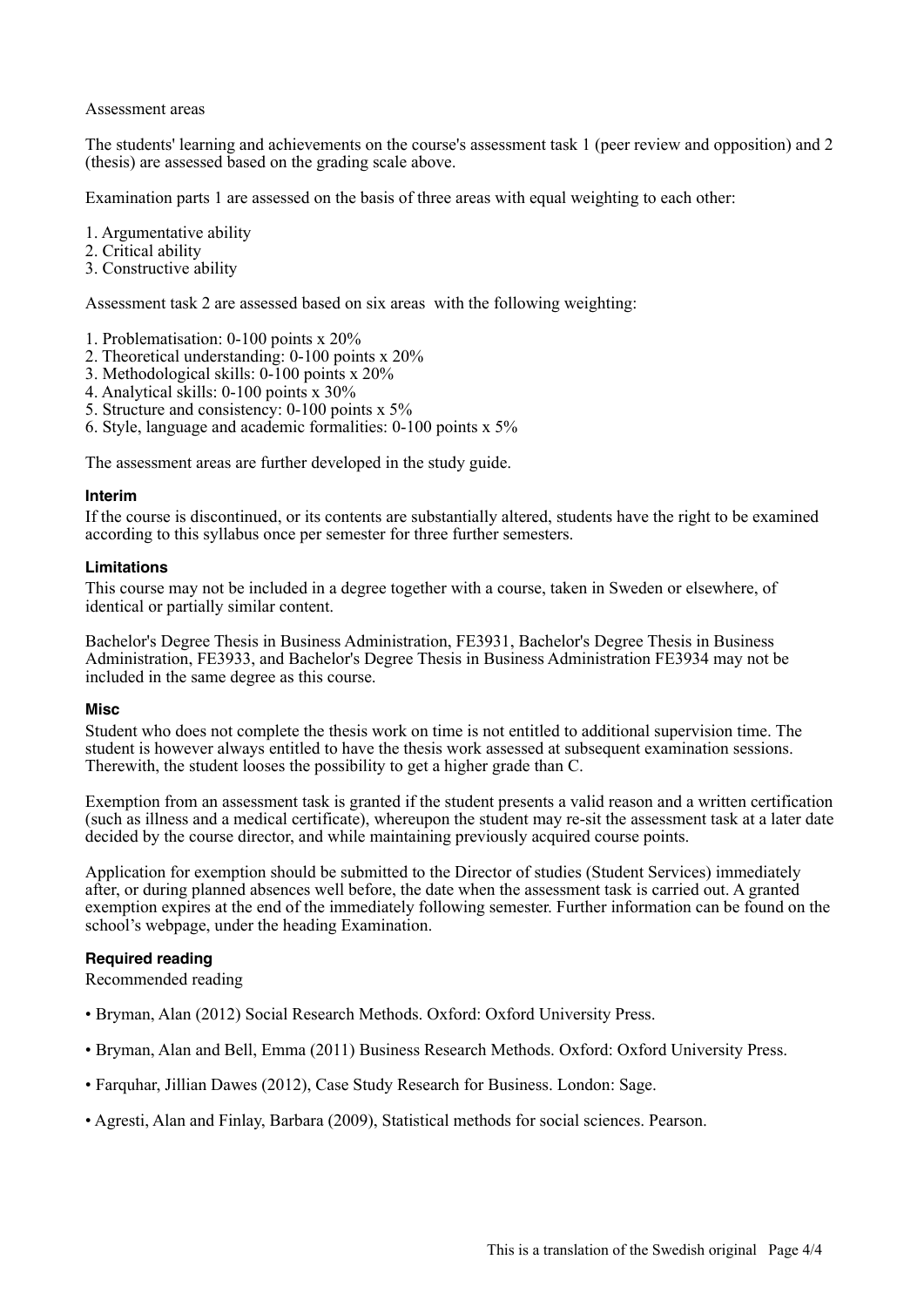Assessment areas

The students' learning and achievements on the course's assessment task 1 (peer review and opposition) and 2 (thesis) are assessed based on the grading scale above.

Examination parts 1 are assessed on the basis of three areas with equal weighting to each other:

1. Argumentative ability
2. Critical ability
3. Constructive ability

Assessment task 2 are assessed based on six areas with the following weighting:

1. Problematisation: 0-100 points x 20%
2. Theoretical understanding: 0-100 points x 20%
3. Methodological skills: 0-100 points x 20%
4. Analytical skills: 0-100 points x 30%
5. Structure and consistency: 0-100 points x 5%
6. Style, language and academic formalities: 0-100 points x 5%

The assessment areas are further developed in the study guide.

### Interim

If the course is discontinued, or its contents are substantially altered, students have the right to be examined according to this syllabus once per semester for three further semesters.

### Limitations

This course may not be included in a degree together with a course, taken in Sweden or elsewhere, of identical or partially similar content.

Bachelor's Degree Thesis in Business Administration, FE3931, Bachelor's Degree Thesis in Business Administration, FE3933, and Bachelor's Degree Thesis in Business Administration FE3934 may not be included in the same degree as this course.

### Misc

Student who does not complete the thesis work on time is not entitled to additional supervision time. The student is however always entitled to have the thesis work assessed at subsequent examination sessions. Therewith, the student looses the possibility to get a higher grade than C.

Exemption from an assessment task is granted if the student presents a valid reason and a written certification (such as illness and a medical certificate), whereupon the student may re-sit the assessment task at a later date decided by the course director, and while maintaining previously acquired course points.

Application for exemption should be submitted to the Director of studies (Student Services) immediately after, or during planned absences well before, the date when the assessment task is carried out. A granted exemption expires at the end of the immediately following semester. Further information can be found on the school's webpage, under the heading Examination.

### Required reading

Recommended reading

- Bryman, Alan (2012) Social Research Methods. Oxford: Oxford University Press.
- Bryman, Alan and Bell, Emma (2011) Business Research Methods. Oxford: Oxford University Press.
- Farquhar, Jillian Dawes (2012), Case Study Research for Business. London: Sage.
- Agresti, Alan and Finlay, Barbara (2009), Statistical methods for social sciences. Pearson.

This is a translation of the Swedish original